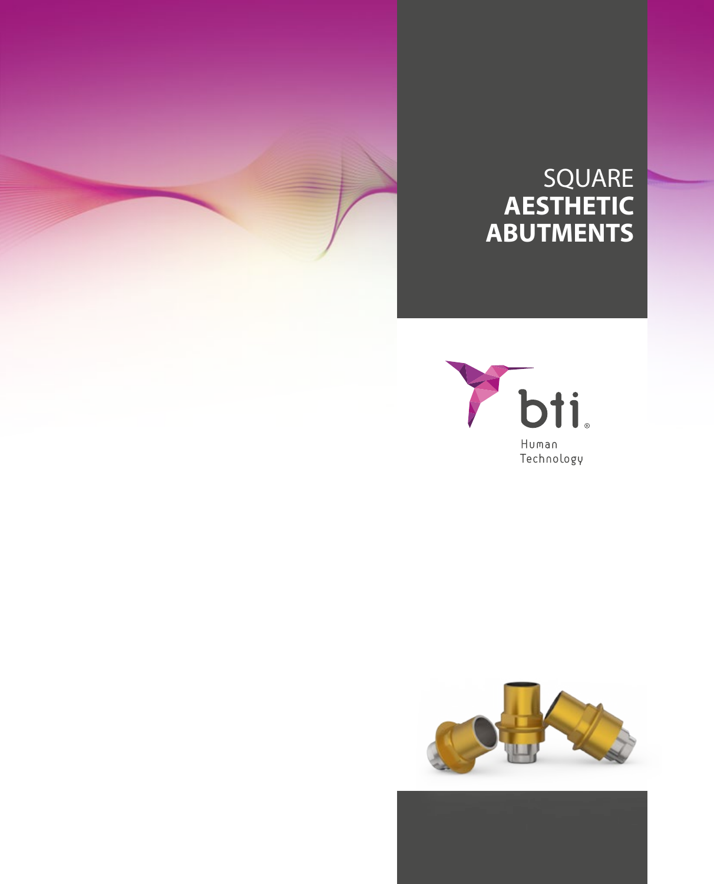# SQUARE **AESTHETIC ABUTMENTS**

bti

Human Technology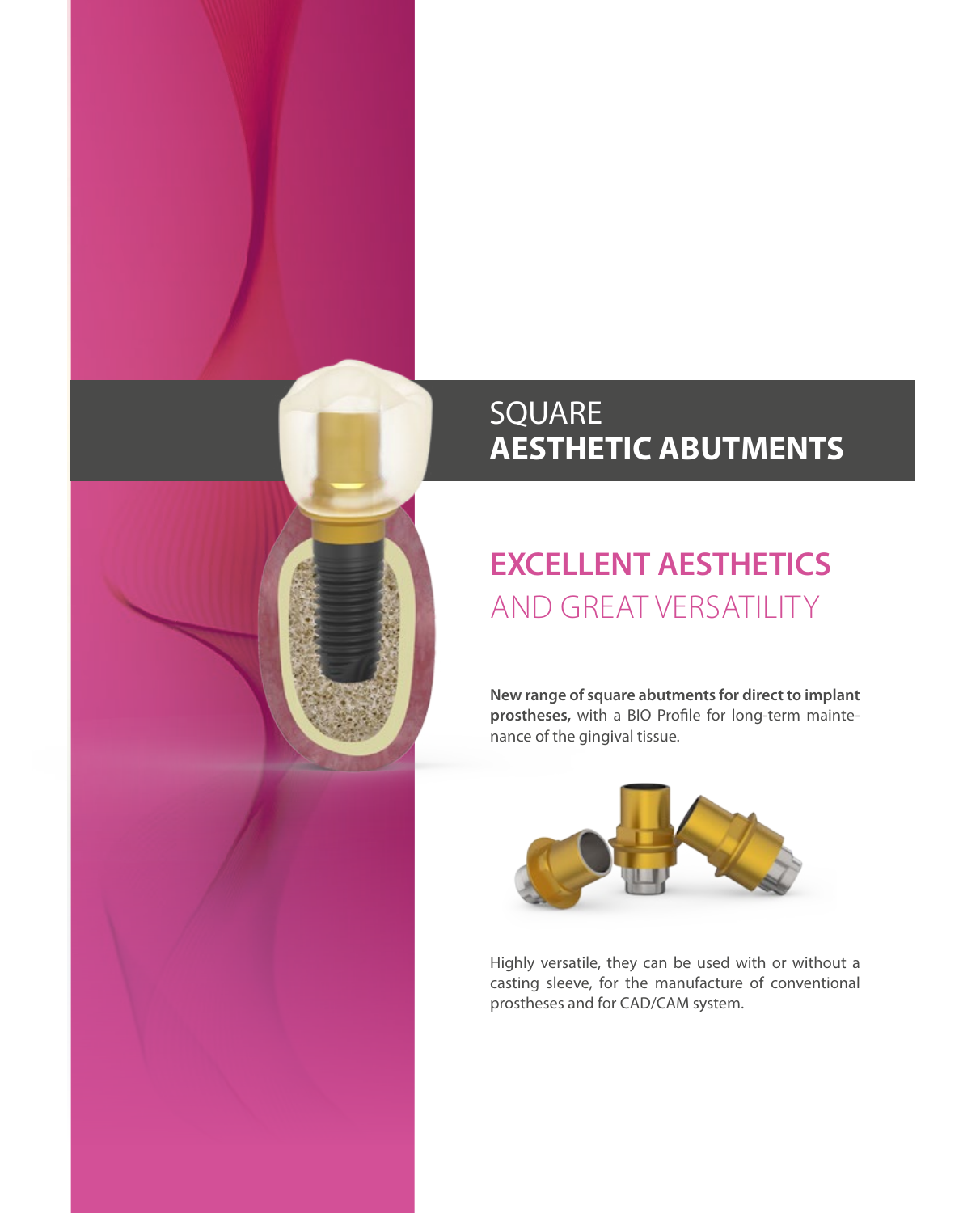# SQUARE **AESTHETIC ABUTMENTS**

## **EXCELLENT AESTHETICS** AND GREAT VERSATILITY

**New range of square abutments for direct to implant prostheses,** with a BIO Profile for long-term maintenance of the gingival tissue.

Highly versatile, they can be used with or without a casting sleeve, for the manufacture of conventional prostheses and for CAD/CAM system.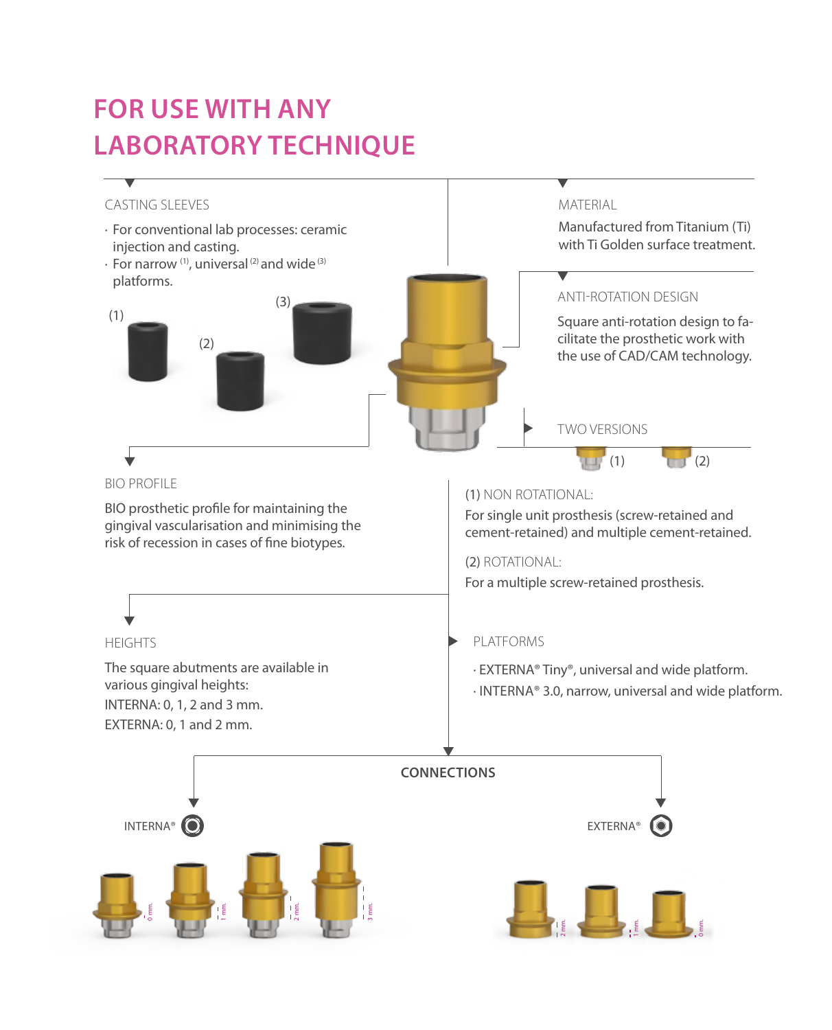# FOR USE WITH ANY LABORATORY TECHNIQUE

## CASTING SLEEVES

- For conventional lab processes: ceramic injection and casting.
- For narrow [1], universal [2] and wide [3] platforms.

(1) (2) (3)

## MATERIAL

Manufactured from Titanium (Ti) with Ti Golden surface treatment.

## ANTI-ROTATION DESIGN

Square anti-rotation design to facilitate the prosthetic work with the use of CAD/CAM technology.

## TWO VERSIONS

(1) (2)

(1) NON ROTATIONAL:

For single unit prosthesis (screw-retained and cement-retained) and multiple cement-retained.

(2) ROTATIONAL:

For a multiple screw-retained prosthesis.

## BIO PROFILE

BIO prosthetic profile for maintaining the gingival vascularisation and minimising the risk of recession in cases of fine biotypes.

## HEIGHTS

The square abutments are available in various gingival heights:

INTERNA: 0, 1, 2 and 3 mm.

EXTERNA: 0, 1 and 2 mm.

## PLATFORMS

- EXTERNA® Tiny®, universal and wide platform.
- INTERNA® 3.0, narrow, universal and wide platform.

## CONNECTIONS

INTERNA®

0 mm. 1 mm. 2 mm. 3 mm.

EXTERNA®

2 mm. 1 mm. 0 mm.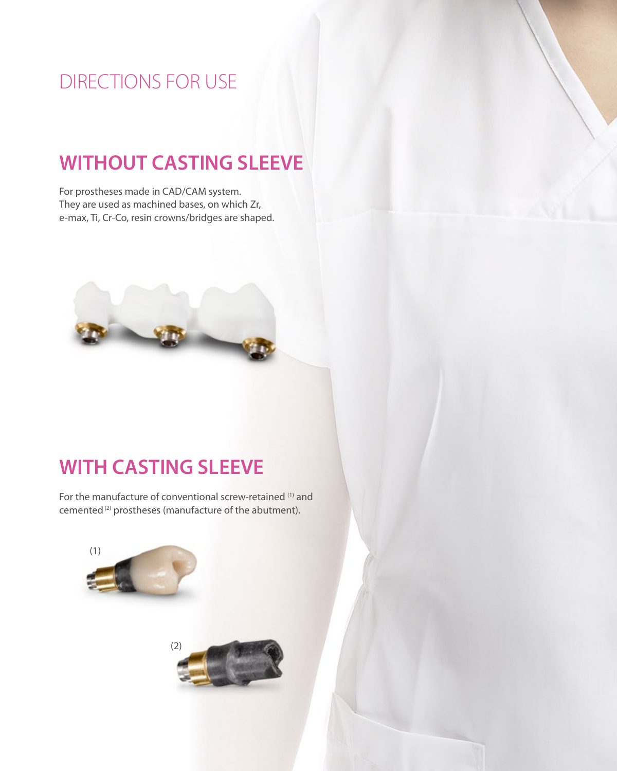# DIRECTIONS FOR USE

## WITHOUT CASTING SLEEVE

For prostheses made in CAD/CAM system.
They are used as machined bases, on which Zr, e-max, Ti, Cr-Co, resin crowns/bridges are shaped.

## WITH CASTING SLEEVE

For the manufacture of conventional screw-retained [(1)] and cemented [(2)] prostheses (manufacture of the abutment).

(1)

(2)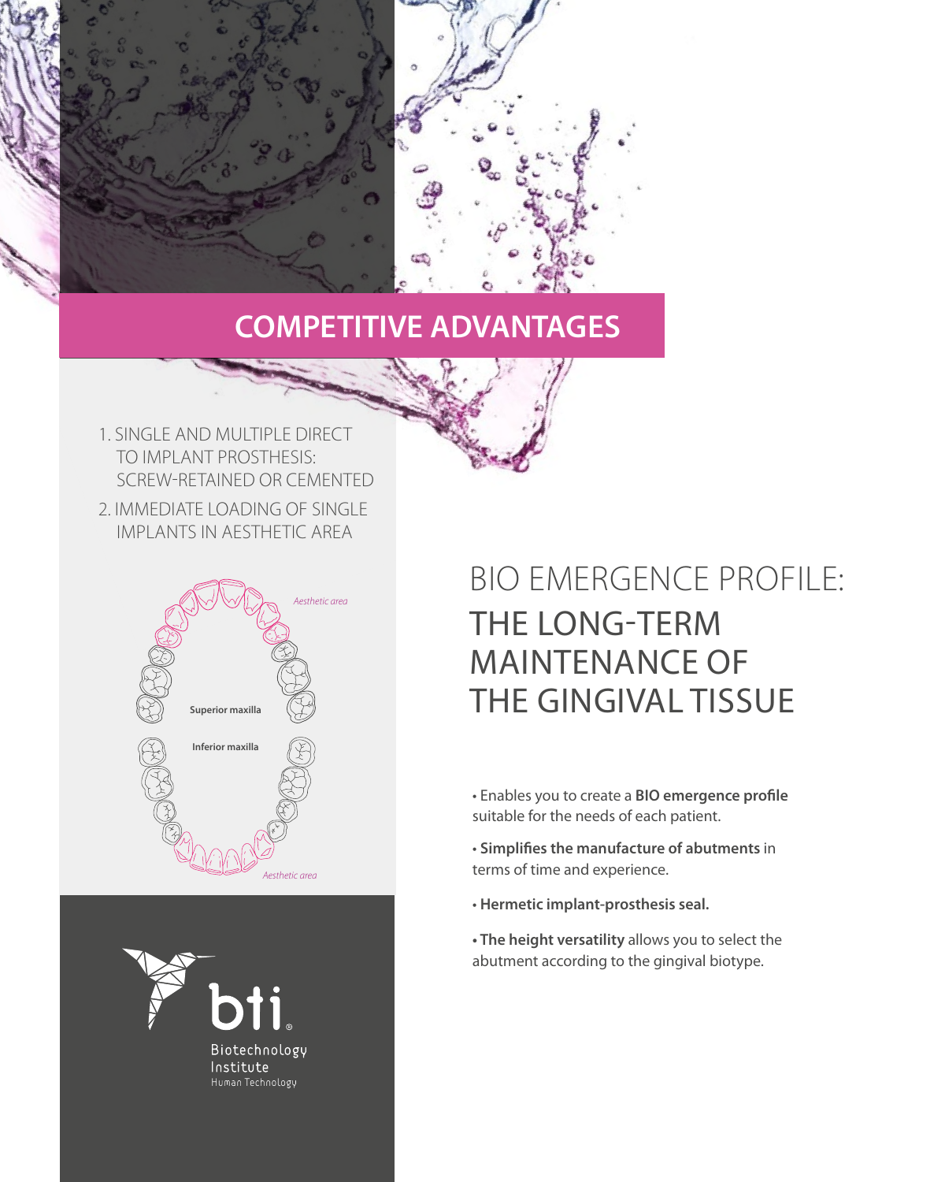# COMPETITIVE ADVANTAGES

1. SINGLE AND MULTIPLE DIRECT TO IMPLANT PROSTHESIS: SCREW-RETAINED OR CEMENTED
2. IMMEDIATE LOADING OF SINGLE IMPLANTS IN AESTHETIC AREA

*Aesthetic area*

**Superior maxilla**

**Inferior maxilla**

*Aesthetic area*

bti Biotechnology Institute Human Technology

## BIO EMERGENCE PROFILE: THE LONG-TERM MAINTENANCE OF THE GINGIVAL TISSUE

- Enables you to create a **BIO emergence profile** suitable for the needs of each patient.
- **Simplifies the manufacture of abutments** in terms of time and experience.
- **Hermetic implant-prosthesis seal.**
- **The height versatility** allows you to select the abutment according to the gingival biotype.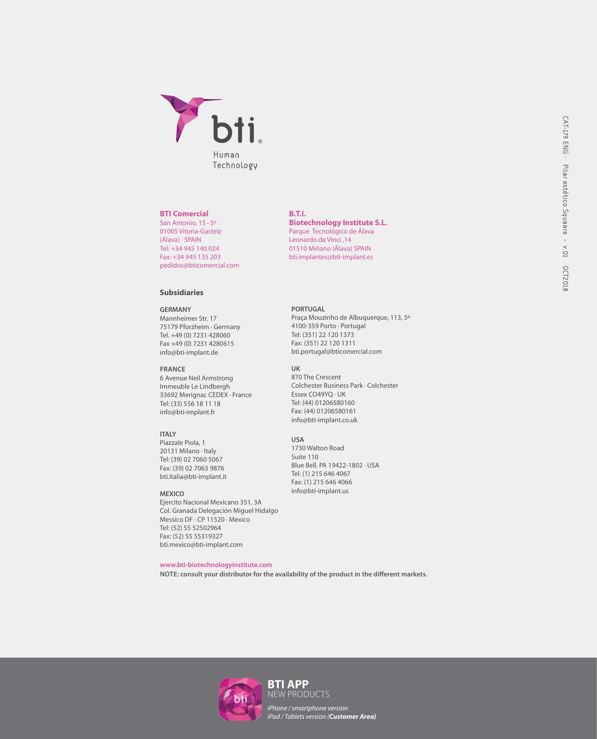bti

Human Technology

**BTI Comercial**
San Antonio, 15 · 5º
01005 Vitoria-Gasteiz
(Álava) · SPAIN
Tel: +34 945 140 024
Fax: +34 945 135 203
pedidos@bticomercial.com

**B.T.I.**
**Biotechnology Institute S.L.**
Parque Tecnológico de Álava
Leonardo da Vinci ,14
01510 Miñano (Álava) SPAIN
bti.implantes@bti-implant.es

## Subsidiaries

**GERMANY**
Mannheimer Str. 17
75179 Pforzheim · Germany
Tel. +49 (0) 7231 428060
Fax +49 (0) 7231 4280615
info@bti-implant.de

**FRANCE**
6 Avenue Neil Armstrong
Immeuble Le Lindbergh
33692 Merignac CEDEX · France
Tel: (33) 556 18 11 18
info@bti-implant.fr

**ITALY**
Piazzale Piola, 1
20131 Milano · Italy
Tel: (39) 02 7060 5067
Fax: (39) 02 7063 9876
bti.italia@bti-implant.it

**MEXICO**
Ejercito Nacional Mexicano 351, 3A
Col. Granada Delegación Miguel Hidalgo
Messico DF · CP 11520 · Mexico
Tel: (52) 55 52502964
Fax: (52) 55 55319327
bti.mexico@bti-implant.com

**PORTUGAL**
Praça Mouzinho de Albuquerque, 113, 5º
4100-359 Porto · Portugal
Tel: (351) 22 120 1373
Fax: (351) 22 120 1311
bti.portugal@bticomercial.com

**UK**
870 The Crescent
Colchester Business Park · Colchester
Essex CO49YQ · UK
Tel: (44) 01206580160
Fax: (44) 01206580161
info@bti-implant.co.uk

**USA**
1730 Walton Road
Suite 110
Blue Bell. PA 19422-1802 · USA
Tel: (1) 215 646 4067
Fax: (1) 215 646 4066
info@bti-implant.us

**www.bti-biotechnologyinstitute.com**
**NOTE: consult your distributor for the availability of the product in the different markets.**

CAT-179 ENG · Pilar estético Squaare - v.01 OCT2018

**BTI APP**
NEW PRODUCTS
*iPhone / smartphone version*
*iPad / Tablets version (**Customer Area)***